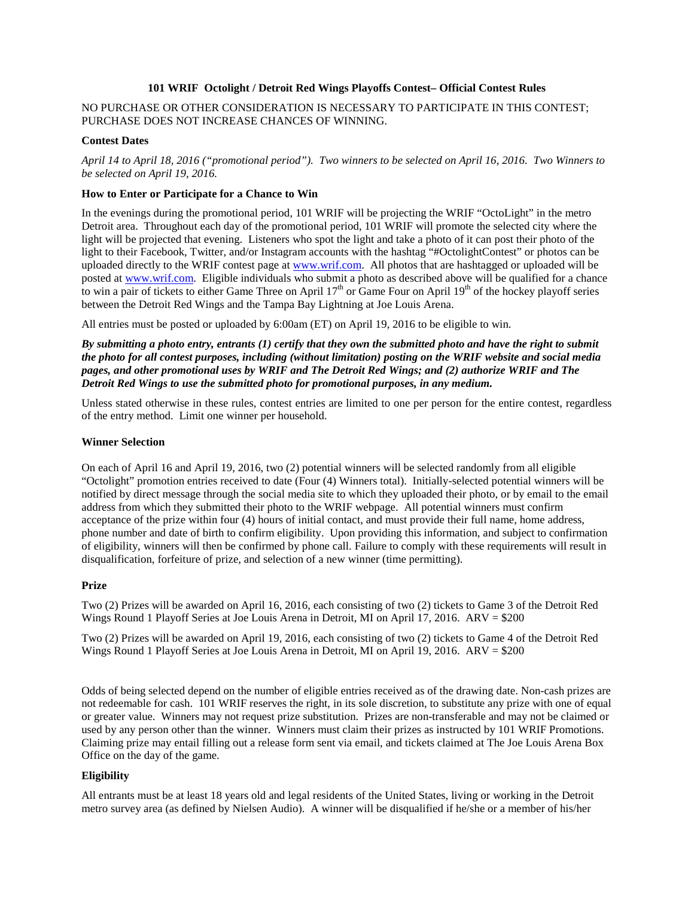# 101 WRIF Octolight / Detroit Red Wings Playoffs Contest– Official Contest Rules

NO PURCHASE OR OTHER CONSIDERATION IS NECESSARY TO PARTICIPATE IN THIS CONTEST; PURCHASE DOES NOT INCREASE CHANCES OF WINNING.

**Contest Dates**

*April 14 to April 18, 2016 ("promotional period"). Two winners to be selected on April 16, 2016. Two Winners to be selected on April 19, 2016.*

**How to Enter or Participate for a Chance to Win**

In the evenings during the promotional period, 101 WRIF will be projecting the WRIF "OctoLight" in the metro Detroit area. Throughout each day of the promotional period, 101 WRIF will promote the selected city where the light will be projected that evening. Listeners who spot the light and take a photo of it can post their photo of the light to their Facebook, Twitter, and/or Instagram accounts with the hashtag "#OctolightContest" or photos can be uploaded directly to the WRIF contest page at www.wrif.com. All photos that are hashtagged or uploaded will be posted at www.wrif.com. Eligible individuals who submit a photo as described above will be qualified for a chance to win a pair of tickets to either Game Three on April 17th or Game Four on April 19th of the hockey playoff series between the Detroit Red Wings and the Tampa Bay Lightning at Joe Louis Arena.

All entries must be posted or uploaded by 6:00am (ET) on April 19, 2016 to be eligible to win.

***By submitting a photo entry, entrants (1) certify that they own the submitted photo and have the right to submit the photo for all contest purposes, including (without limitation) posting on the WRIF website and social media pages, and other promotional uses by WRIF and The Detroit Red Wings; and (2) authorize WRIF and The Detroit Red Wings to use the submitted photo for promotional purposes, in any medium.***

Unless stated otherwise in these rules, contest entries are limited to one per person for the entire contest, regardless of the entry method. Limit one winner per household.

**Winner Selection**

On each of April 16 and April 19, 2016, two (2) potential winners will be selected randomly from all eligible "Octolight" promotion entries received to date (Four (4) Winners total). Initially-selected potential winners will be notified by direct message through the social media site to which they uploaded their photo, or by email to the email address from which they submitted their photo to the WRIF webpage. All potential winners must confirm acceptance of the prize within four (4) hours of initial contact, and must provide their full name, home address, phone number and date of birth to confirm eligibility. Upon providing this information, and subject to confirmation of eligibility, winners will then be confirmed by phone call. Failure to comply with these requirements will result in disqualification, forfeiture of prize, and selection of a new winner (time permitting).

**Prize**

Two (2) Prizes will be awarded on April 16, 2016, each consisting of two (2) tickets to Game 3 of the Detroit Red Wings Round 1 Playoff Series at Joe Louis Arena in Detroit, MI on April 17, 2016. ARV = $200

Two (2) Prizes will be awarded on April 19, 2016, each consisting of two (2) tickets to Game 4 of the Detroit Red Wings Round 1 Playoff Series at Joe Louis Arena in Detroit, MI on April 19, 2016. ARV = $200

Odds of being selected depend on the number of eligible entries received as of the drawing date. Non-cash prizes are not redeemable for cash. 101 WRIF reserves the right, in its sole discretion, to substitute any prize with one of equal or greater value. Winners may not request prize substitution. Prizes are non-transferable and may not be claimed or used by any person other than the winner. Winners must claim their prizes as instructed by 101 WRIF Promotions. Claiming prize may entail filling out a release form sent via email, and tickets claimed at The Joe Louis Arena Box Office on the day of the game.

**Eligibility**

All entrants must be at least 18 years old and legal residents of the United States, living or working in the Detroit metro survey area (as defined by Nielsen Audio). A winner will be disqualified if he/she or a member of his/her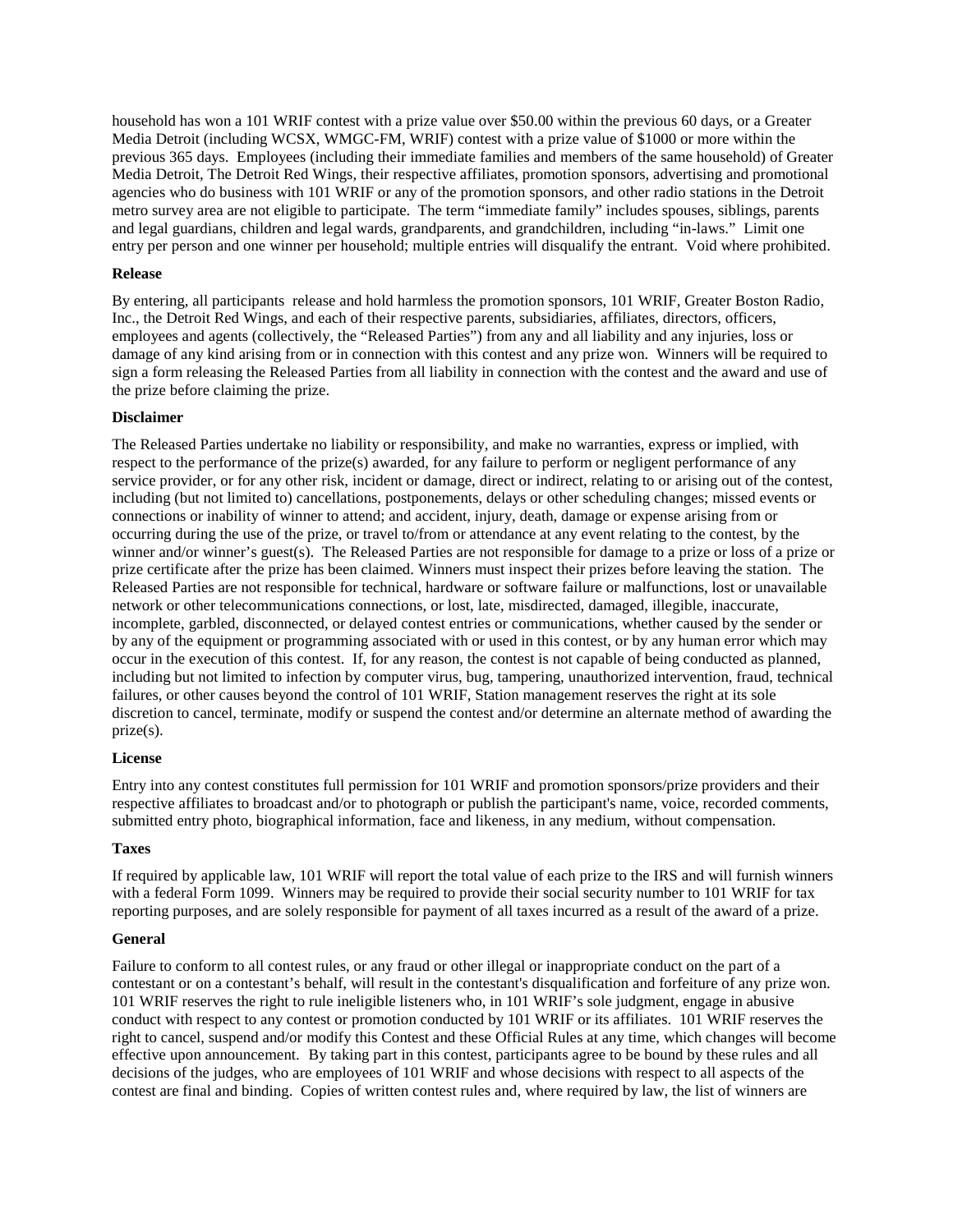household has won a 101 WRIF contest with a prize value over $50.00 within the previous 60 days, or a Greater Media Detroit (including WCSX, WMGC-FM, WRIF) contest with a prize value of $1000 or more within the previous 365 days. Employees (including their immediate families and members of the same household) of Greater Media Detroit, The Detroit Red Wings, their respective affiliates, promotion sponsors, advertising and promotional agencies who do business with 101 WRIF or any of the promotion sponsors, and other radio stations in the Detroit metro survey area are not eligible to participate. The term "immediate family" includes spouses, siblings, parents and legal guardians, children and legal wards, grandparents, and grandchildren, including "in-laws." Limit one entry per person and one winner per household; multiple entries will disqualify the entrant. Void where prohibited.

**Release**

By entering, all participants release and hold harmless the promotion sponsors, 101 WRIF, Greater Boston Radio, Inc., the Detroit Red Wings, and each of their respective parents, subsidiaries, affiliates, directors, officers, employees and agents (collectively, the "Released Parties") from any and all liability and any injuries, loss or damage of any kind arising from or in connection with this contest and any prize won. Winners will be required to sign a form releasing the Released Parties from all liability in connection with the contest and the award and use of the prize before claiming the prize.

**Disclaimer**

The Released Parties undertake no liability or responsibility, and make no warranties, express or implied, with respect to the performance of the prize(s) awarded, for any failure to perform or negligent performance of any service provider, or for any other risk, incident or damage, direct or indirect, relating to or arising out of the contest, including (but not limited to) cancellations, postponements, delays or other scheduling changes; missed events or connections or inability of winner to attend; and accident, injury, death, damage or expense arising from or occurring during the use of the prize, or travel to/from or attendance at any event relating to the contest, by the winner and/or winner's guest(s). The Released Parties are not responsible for damage to a prize or loss of a prize or prize certificate after the prize has been claimed. Winners must inspect their prizes before leaving the station. The Released Parties are not responsible for technical, hardware or software failure or malfunctions, lost or unavailable network or other telecommunications connections, or lost, late, misdirected, damaged, illegible, inaccurate, incomplete, garbled, disconnected, or delayed contest entries or communications, whether caused by the sender or by any of the equipment or programming associated with or used in this contest, or by any human error which may occur in the execution of this contest. If, for any reason, the contest is not capable of being conducted as planned, including but not limited to infection by computer virus, bug, tampering, unauthorized intervention, fraud, technical failures, or other causes beyond the control of 101 WRIF, Station management reserves the right at its sole discretion to cancel, terminate, modify or suspend the contest and/or determine an alternate method of awarding the prize(s).

**License**

Entry into any contest constitutes full permission for 101 WRIF and promotion sponsors/prize providers and their respective affiliates to broadcast and/or to photograph or publish the participant's name, voice, recorded comments, submitted entry photo, biographical information, face and likeness, in any medium, without compensation.

**Taxes**

If required by applicable law, 101 WRIF will report the total value of each prize to the IRS and will furnish winners with a federal Form 1099. Winners may be required to provide their social security number to 101 WRIF for tax reporting purposes, and are solely responsible for payment of all taxes incurred as a result of the award of a prize.

**General**

Failure to conform to all contest rules, or any fraud or other illegal or inappropriate conduct on the part of a contestant or on a contestant's behalf, will result in the contestant's disqualification and forfeiture of any prize won. 101 WRIF reserves the right to rule ineligible listeners who, in 101 WRIF's sole judgment, engage in abusive conduct with respect to any contest or promotion conducted by 101 WRIF or its affiliates. 101 WRIF reserves the right to cancel, suspend and/or modify this Contest and these Official Rules at any time, which changes will become effective upon announcement. By taking part in this contest, participants agree to be bound by these rules and all decisions of the judges, who are employees of 101 WRIF and whose decisions with respect to all aspects of the contest are final and binding. Copies of written contest rules and, where required by law, the list of winners are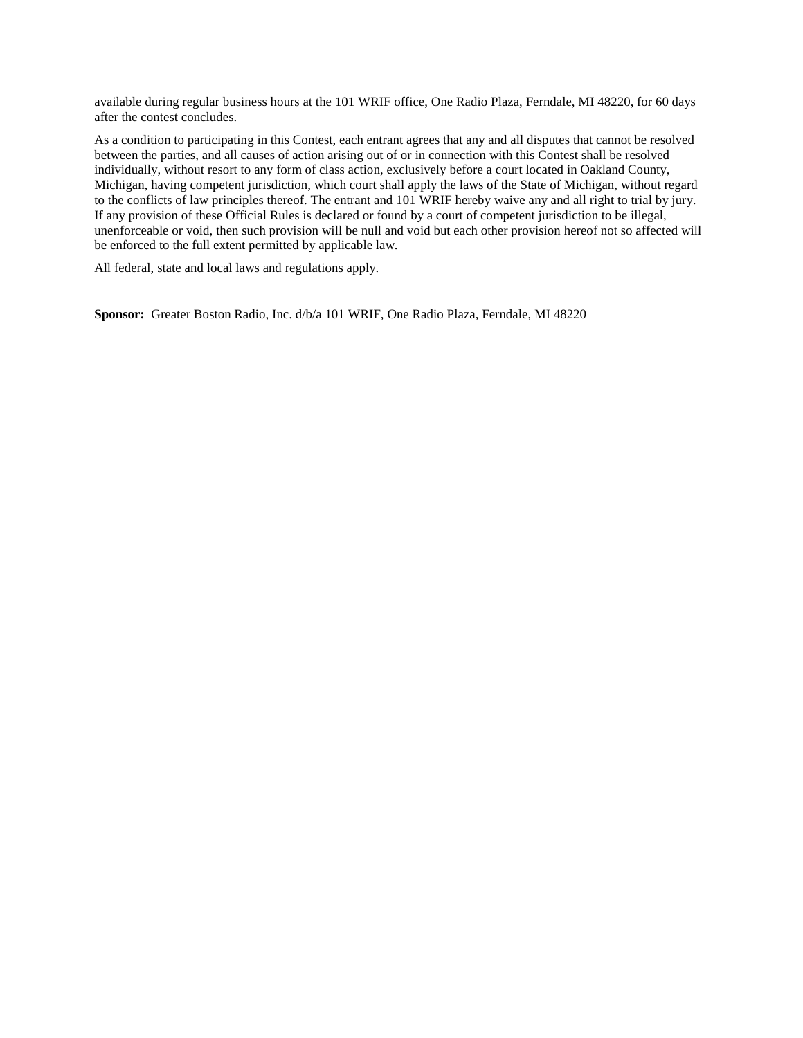available during regular business hours at the 101 WRIF office, One Radio Plaza, Ferndale, MI 48220, for 60 days after the contest concludes.

As a condition to participating in this Contest, each entrant agrees that any and all disputes that cannot be resolved between the parties, and all causes of action arising out of or in connection with this Contest shall be resolved individually, without resort to any form of class action, exclusively before a court located in Oakland County, Michigan, having competent jurisdiction, which court shall apply the laws of the State of Michigan, without regard to the conflicts of law principles thereof. The entrant and 101 WRIF hereby waive any and all right to trial by jury. If any provision of these Official Rules is declared or found by a court of competent jurisdiction to be illegal, unenforceable or void, then such provision will be null and void but each other provision hereof not so affected will be enforced to the full extent permitted by applicable law.

All federal, state and local laws and regulations apply.

**Sponsor:** Greater Boston Radio, Inc. d/b/a 101 WRIF, One Radio Plaza, Ferndale, MI 48220